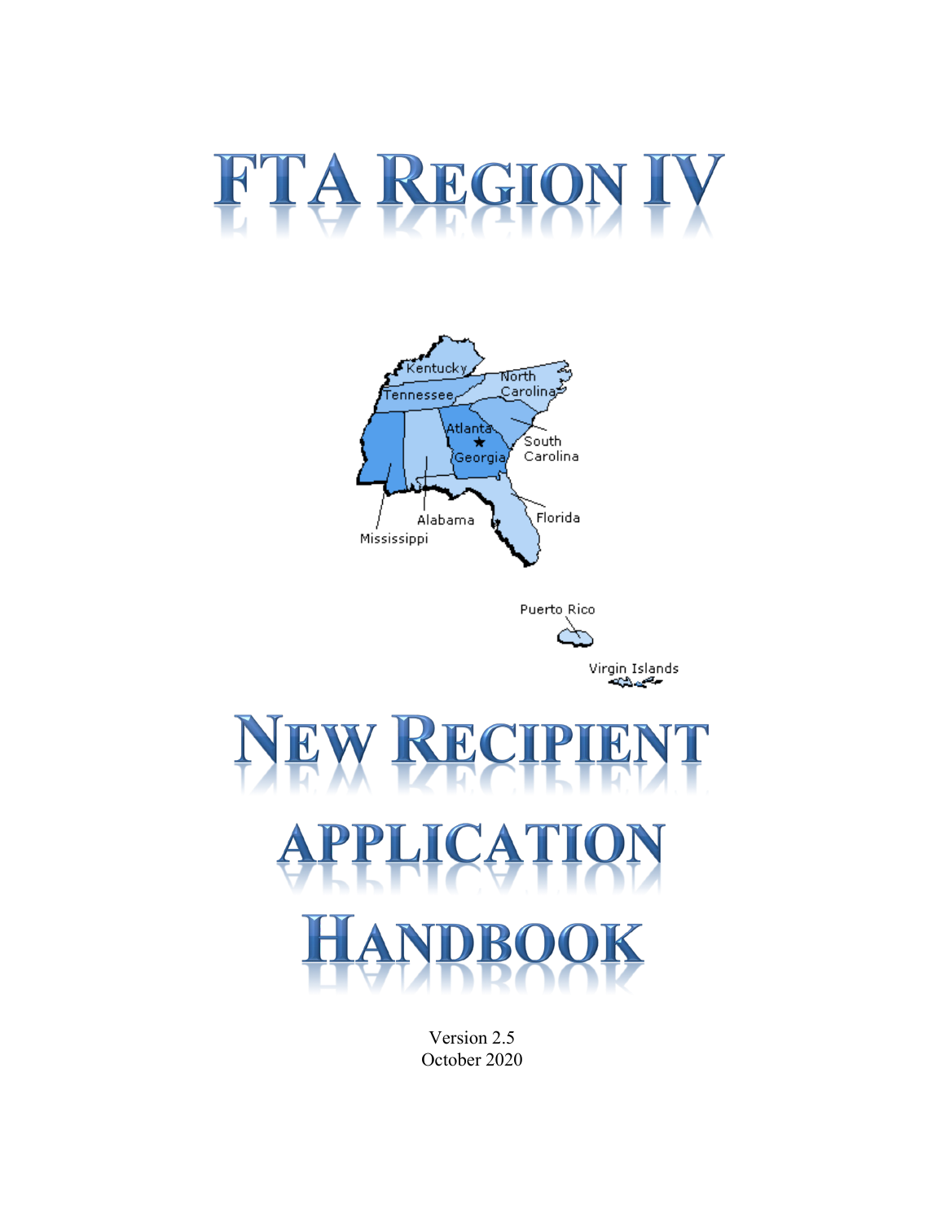# FTA Region IV

# New Recipient Application Handbook

Version 2.5
October 2020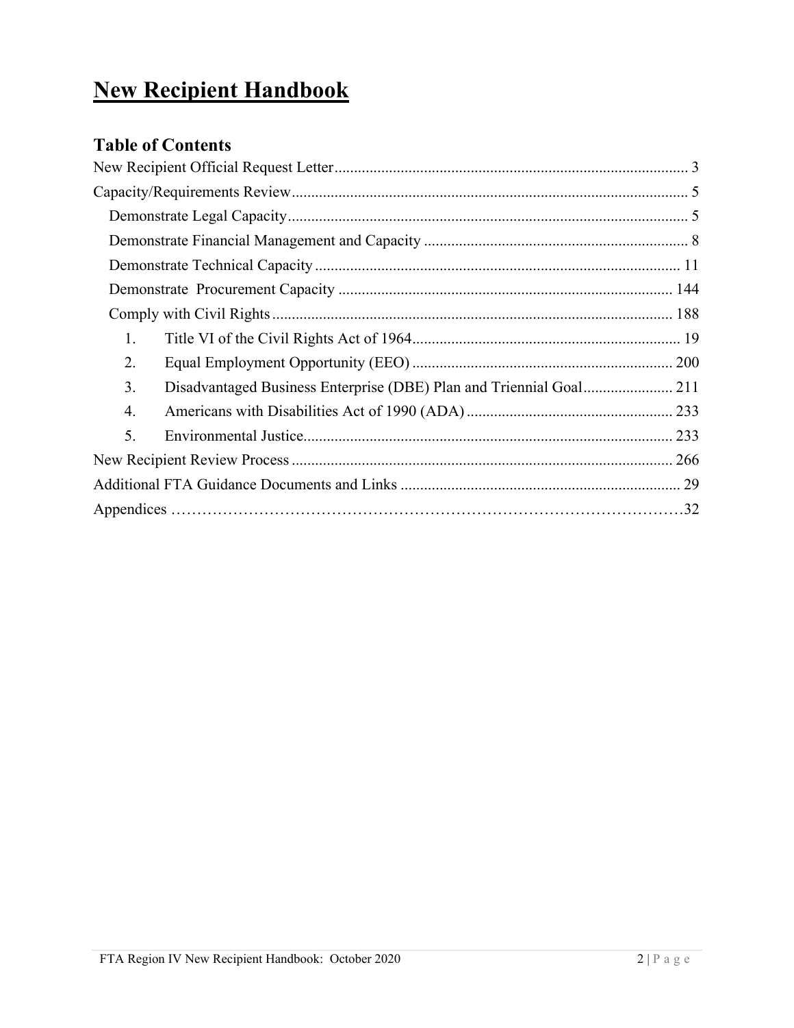# New Recipient Handbook

## Table of Contents

New Recipient Official Request Letter .......... 3

Capacity/Requirements Review .......... 5

- Demonstrate Legal Capacity .......... 5
- Demonstrate Financial Management and Capacity .......... 8
- Demonstrate Technical Capacity .......... 11
- Demonstrate Procurement Capacity .......... 144
- Comply with Civil Rights .......... 188
  1. Title VI of the Civil Rights Act of 1964 .......... 19
  2. Equal Employment Opportunity (EEO) .......... 200
  3. Disadvantaged Business Enterprise (DBE) Plan and Triennial Goal .......... 211
  4. Americans with Disabilities Act of 1990 (ADA) .......... 233
  5. Environmental Justice .......... 233

New Recipient Review Process .......... 266

Additional FTA Guidance Documents and Links .......... 29

Appendices .......... 32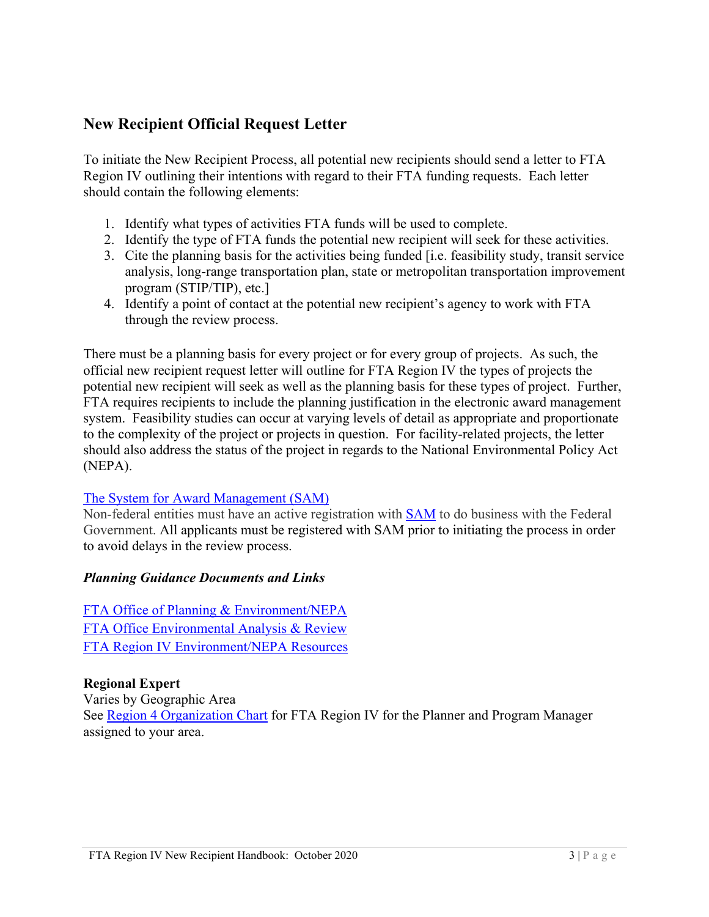## New Recipient Official Request Letter

To initiate the New Recipient Process, all potential new recipients should send a letter to FTA Region IV outlining their intentions with regard to their FTA funding requests. Each letter should contain the following elements:

1. Identify what types of activities FTA funds will be used to complete.
2. Identify the type of FTA funds the potential new recipient will seek for these activities.
3. Cite the planning basis for the activities being funded [i.e. feasibility study, transit service analysis, long-range transportation plan, state or metropolitan transportation improvement program (STIP/TIP), etc.]
4. Identify a point of contact at the potential new recipient's agency to work with FTA through the review process.

There must be a planning basis for every project or for every group of projects. As such, the official new recipient request letter will outline for FTA Region IV the types of projects the potential new recipient will seek as well as the planning basis for these types of project. Further, FTA requires recipients to include the planning justification in the electronic award management system. Feasibility studies can occur at varying levels of detail as appropriate and proportionate to the complexity of the project or projects in question. For facility-related projects, the letter should also address the status of the project in regards to the National Environmental Policy Act (NEPA).

The System for Award Management (SAM)

Non-federal entities must have an active registration with SAM to do business with the Federal Government. All applicants must be registered with SAM prior to initiating the process in order to avoid delays in the review process.

***Planning Guidance Documents and Links***

FTA Office of Planning & Environment/NEPA
FTA Office Environmental Analysis & Review
FTA Region IV Environment/NEPA Resources

**Regional Expert**
Varies by Geographic Area
See Region 4 Organization Chart for FTA Region IV for the Planner and Program Manager assigned to your area.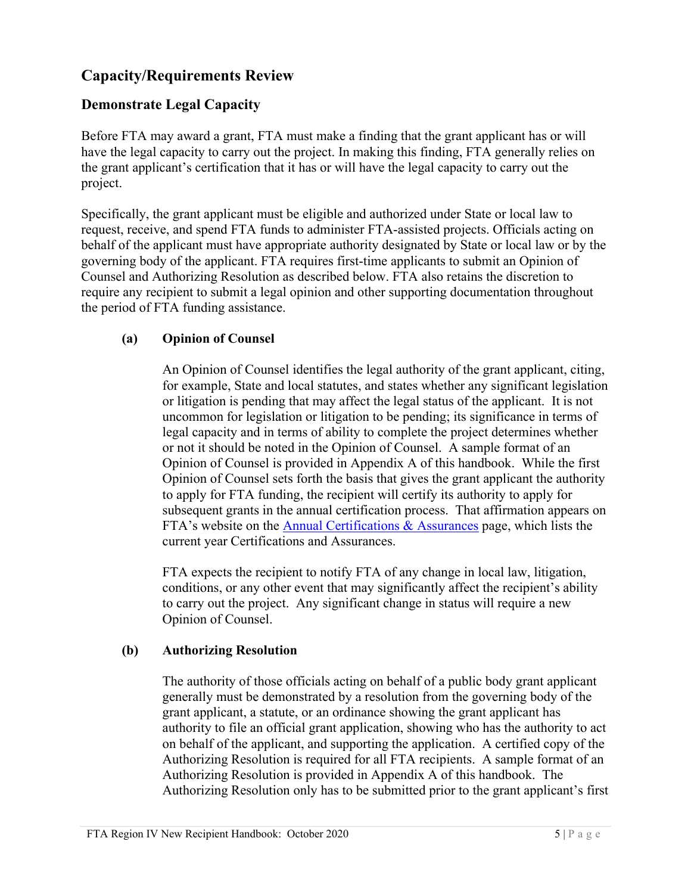## Capacity/Requirements Review

### Demonstrate Legal Capacity

Before FTA may award a grant, FTA must make a finding that the grant applicant has or will have the legal capacity to carry out the project. In making this finding, FTA generally relies on the grant applicant's certification that it has or will have the legal capacity to carry out the project.

Specifically, the grant applicant must be eligible and authorized under State or local law to request, receive, and spend FTA funds to administer FTA-assisted projects. Officials acting on behalf of the applicant must have appropriate authority designated by State or local law or by the governing body of the applicant. FTA requires first-time applicants to submit an Opinion of Counsel and Authorizing Resolution as described below. FTA also retains the discretion to require any recipient to submit a legal opinion and other supporting documentation throughout the period of FTA funding assistance.

**(a) Opinion of Counsel**

An Opinion of Counsel identifies the legal authority of the grant applicant, citing, for example, State and local statutes, and states whether any significant legislation or litigation is pending that may affect the legal status of the applicant. It is not uncommon for legislation or litigation to be pending; its significance in terms of legal capacity and in terms of ability to complete the project determines whether or not it should be noted in the Opinion of Counsel. A sample format of an Opinion of Counsel is provided in Appendix A of this handbook. While the first Opinion of Counsel sets forth the basis that gives the grant applicant the authority to apply for FTA funding, the recipient will certify its authority to apply for subsequent grants in the annual certification process. That affirmation appears on FTA's website on the Annual Certifications & Assurances page, which lists the current year Certifications and Assurances.

FTA expects the recipient to notify FTA of any change in local law, litigation, conditions, or any other event that may significantly affect the recipient's ability to carry out the project. Any significant change in status will require a new Opinion of Counsel.

**(b) Authorizing Resolution**

The authority of those officials acting on behalf of a public body grant applicant generally must be demonstrated by a resolution from the governing body of the grant applicant, a statute, or an ordinance showing the grant applicant has authority to file an official grant application, showing who has the authority to act on behalf of the applicant, and supporting the application. A certified copy of the Authorizing Resolution is required for all FTA recipients. A sample format of an Authorizing Resolution is provided in Appendix A of this handbook. The Authorizing Resolution only has to be submitted prior to the grant applicant's first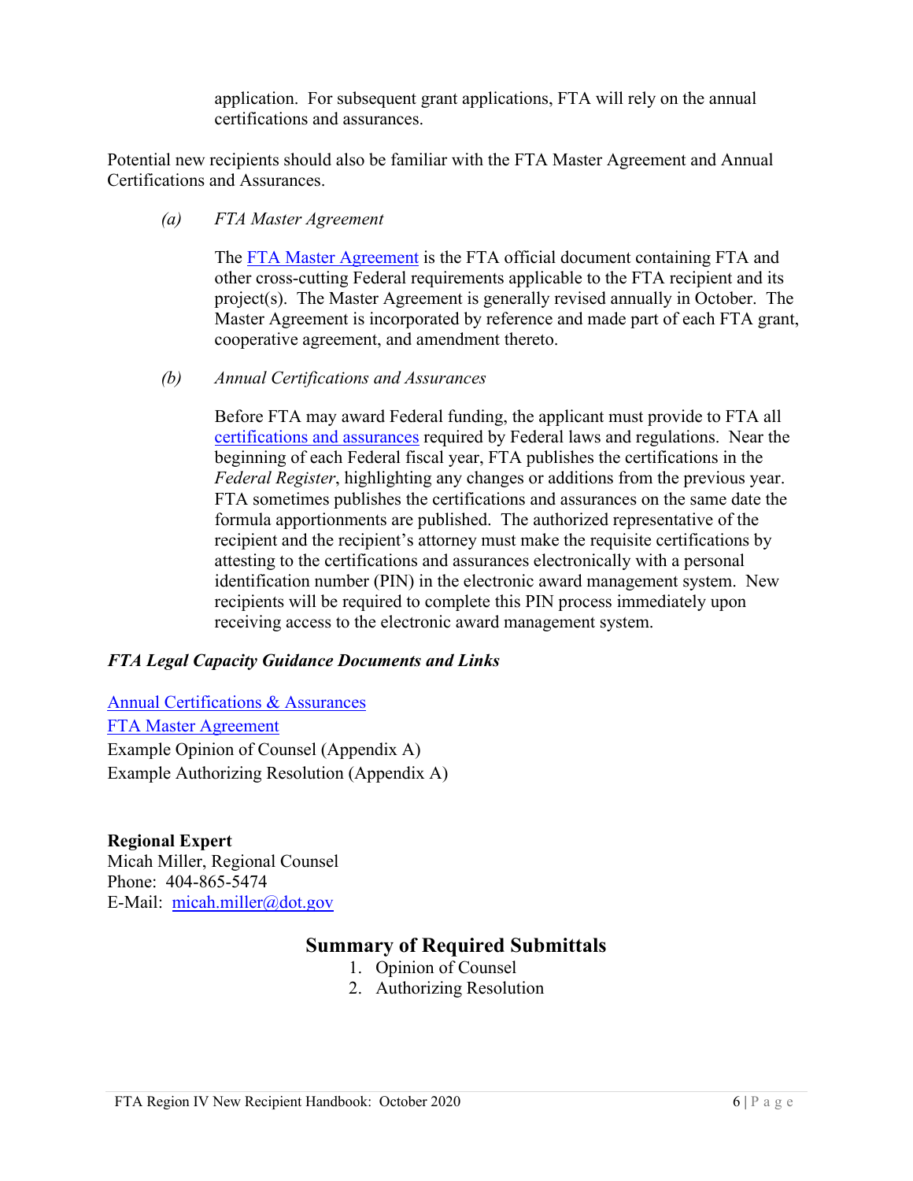application. For subsequent grant applications, FTA will rely on the annual certifications and assurances.

Potential new recipients should also be familiar with the FTA Master Agreement and Annual Certifications and Assurances.

*(a) FTA Master Agreement*

The FTA Master Agreement is the FTA official document containing FTA and other cross-cutting Federal requirements applicable to the FTA recipient and its project(s). The Master Agreement is generally revised annually in October. The Master Agreement is incorporated by reference and made part of each FTA grant, cooperative agreement, and amendment thereto.

*(b) Annual Certifications and Assurances*

Before FTA may award Federal funding, the applicant must provide to FTA all certifications and assurances required by Federal laws and regulations. Near the beginning of each Federal fiscal year, FTA publishes the certifications in the *Federal Register*, highlighting any changes or additions from the previous year. FTA sometimes publishes the certifications and assurances on the same date the formula apportionments are published. The authorized representative of the recipient and the recipient's attorney must make the requisite certifications by attesting to the certifications and assurances electronically with a personal identification number (PIN) in the electronic award management system. New recipients will be required to complete this PIN process immediately upon receiving access to the electronic award management system.

***FTA Legal Capacity Guidance Documents and Links***

Annual Certifications & Assurances
FTA Master Agreement
Example Opinion of Counsel (Appendix A)
Example Authorizing Resolution (Appendix A)

**Regional Expert**
Micah Miller, Regional Counsel
Phone: 404-865-5474
E-Mail: micah.miller@dot.gov

## Summary of Required Submittals

1. Opinion of Counsel
2. Authorizing Resolution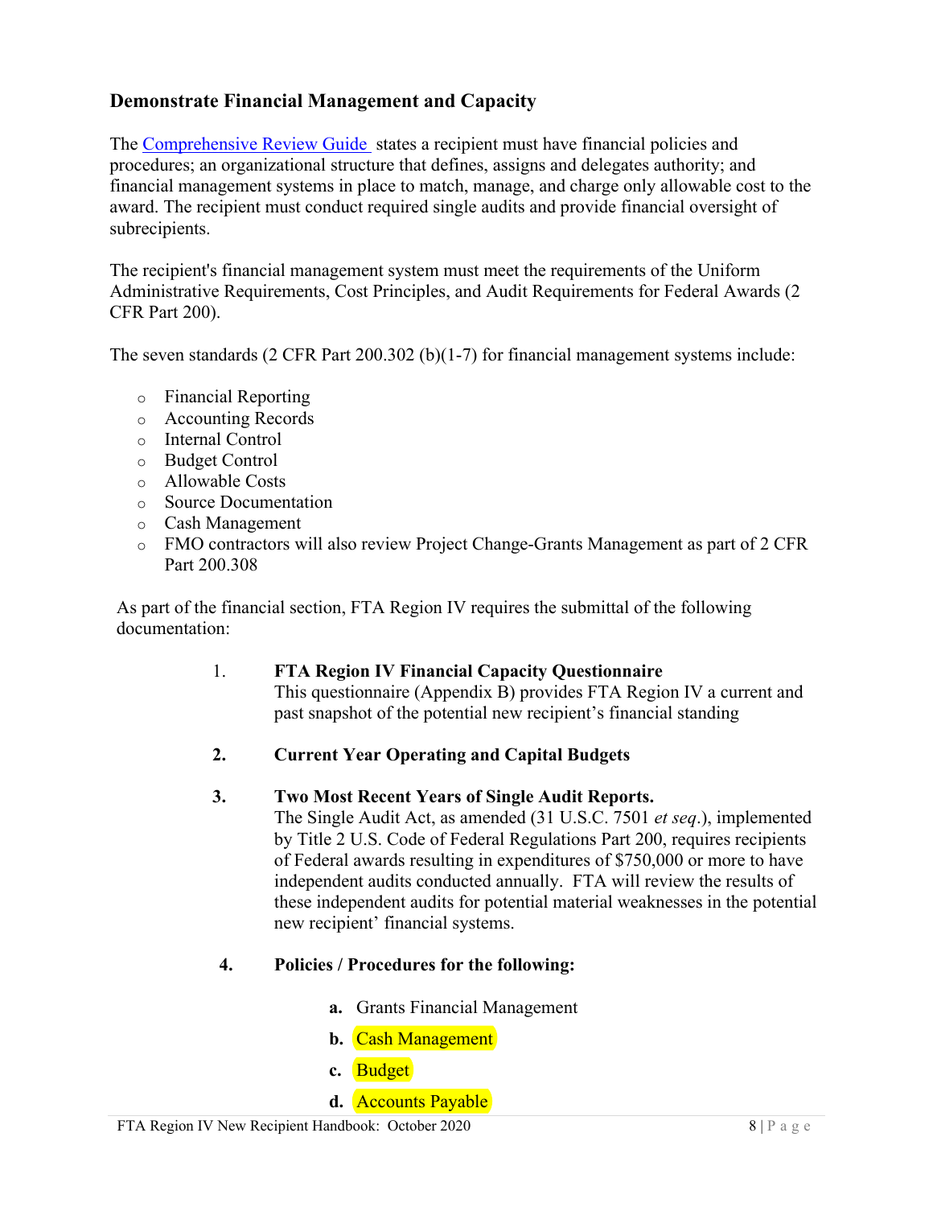## Demonstrate Financial Management and Capacity

The [Comprehensive Review Guide](Comprehensive Review Guide) states a recipient must have financial policies and procedures; an organizational structure that defines, assigns and delegates authority; and financial management systems in place to match, manage, and charge only allowable cost to the award. The recipient must conduct required single audits and provide financial oversight of subrecipients.

The recipient's financial management system must meet the requirements of the Uniform Administrative Requirements, Cost Principles, and Audit Requirements for Federal Awards (2 CFR Part 200).

The seven standards (2 CFR Part 200.302 (b)(1-7) for financial management systems include:

- Financial Reporting
- Accounting Records
- Internal Control
- Budget Control
- Allowable Costs
- Source Documentation
- Cash Management
- FMO contractors will also review Project Change-Grants Management as part of 2 CFR Part 200.308

As part of the financial section, FTA Region IV requires the submittal of the following documentation:

1. **FTA Region IV Financial Capacity Questionnaire**
   This questionnaire (Appendix B) provides FTA Region IV a current and past snapshot of the potential new recipient's financial standing

2. **Current Year Operating and Capital Budgets**

3. **Two Most Recent Years of Single Audit Reports.**
   The Single Audit Act, as amended (31 U.S.C. 7501 *et seq*.), implemented by Title 2 U.S. Code of Federal Regulations Part 200, requires recipients of Federal awards resulting in expenditures of $750,000 or more to have independent audits conducted annually. FTA will review the results of these independent audits for potential material weaknesses in the potential new recipient' financial systems.

4. **Policies / Procedures for the following:**

   **a.** Grants Financial Management

   **b.** Cash Management

   **c.** Budget

   **d.** Accounts Payable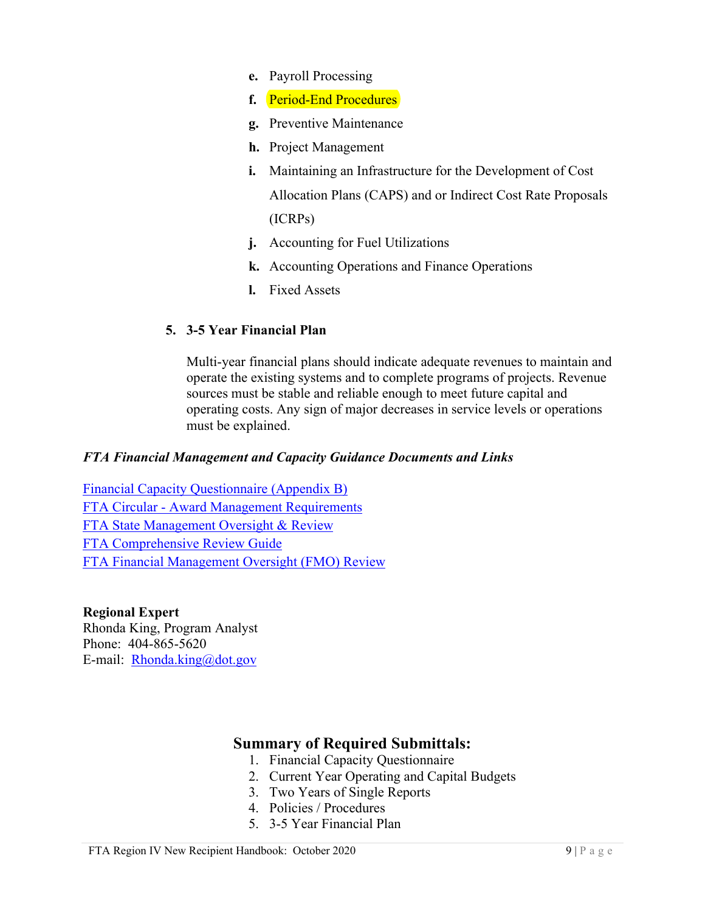e. Payroll Processing
f. Period-End Procedures
g. Preventive Maintenance
h. Project Management
i. Maintaining an Infrastructure for the Development of Cost Allocation Plans (CAPS) and or Indirect Cost Rate Proposals (ICRPs)
j. Accounting for Fuel Utilizations
k. Accounting Operations and Finance Operations
l. Fixed Assets

5. **3-5 Year Financial Plan**

   Multi-year financial plans should indicate adequate revenues to maintain and operate the existing systems and to complete programs of projects. Revenue sources must be stable and reliable enough to meet future capital and operating costs. Any sign of major decreases in service levels or operations must be explained.

***FTA Financial Management and Capacity Guidance Documents and Links***

Financial Capacity Questionnaire (Appendix B)
FTA Circular - Award Management Requirements
FTA State Management Oversight & Review
FTA Comprehensive Review Guide
FTA Financial Management Oversight (FMO) Review

**Regional Expert**
Rhonda King, Program Analyst
Phone: 404-865-5620
E-mail: Rhonda.king@dot.gov

## Summary of Required Submittals:

1. Financial Capacity Questionnaire
2. Current Year Operating and Capital Budgets
3. Two Years of Single Reports
4. Policies / Procedures
5. 3-5 Year Financial Plan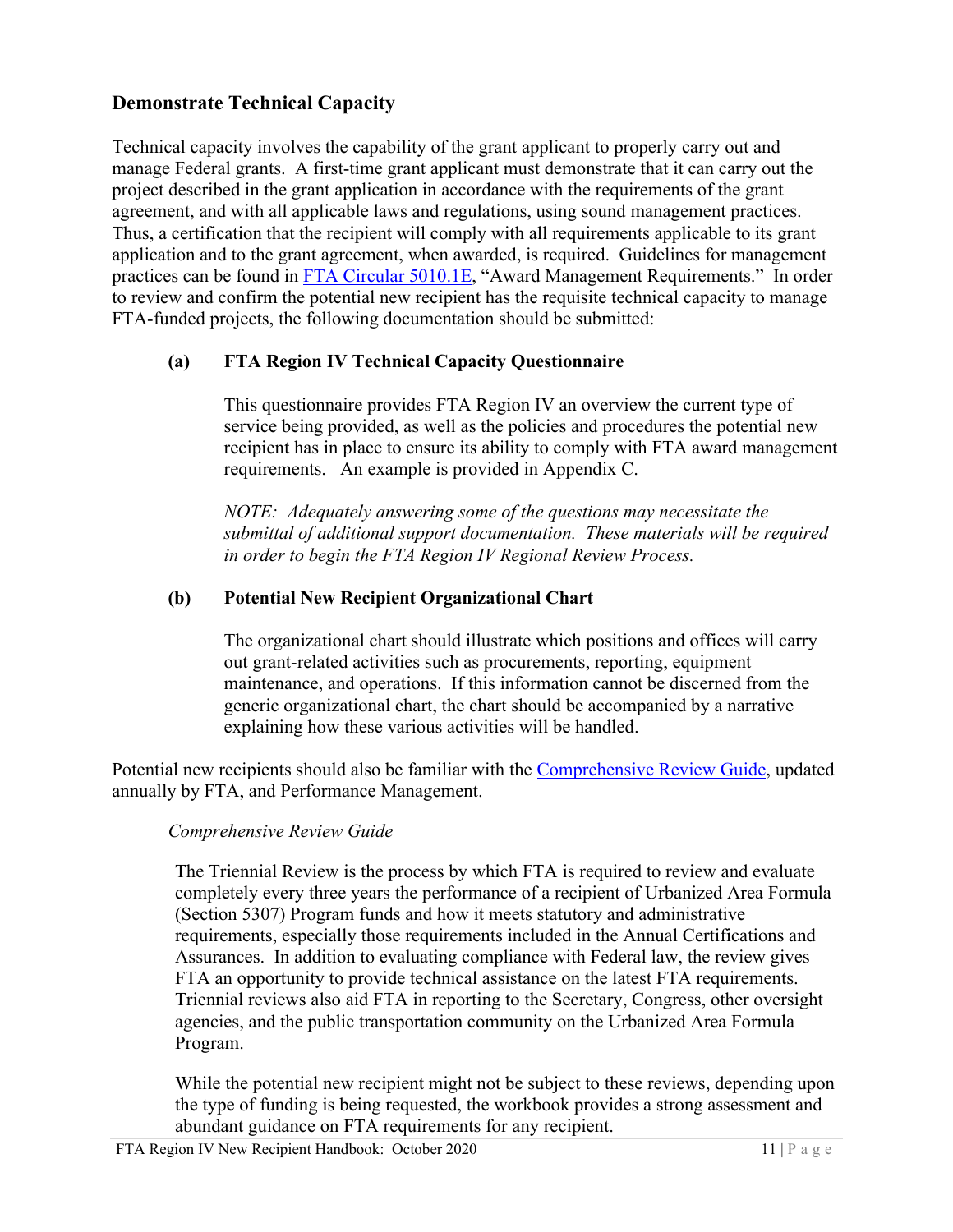## Demonstrate Technical Capacity

Technical capacity involves the capability of the grant applicant to properly carry out and manage Federal grants. A first-time grant applicant must demonstrate that it can carry out the project described in the grant application in accordance with the requirements of the grant agreement, and with all applicable laws and regulations, using sound management practices. Thus, a certification that the recipient will comply with all requirements applicable to its grant application and to the grant agreement, when awarded, is required. Guidelines for management practices can be found in [FTA Circular 5010.1E](), "Award Management Requirements." In order to review and confirm the potential new recipient has the requisite technical capacity to manage FTA-funded projects, the following documentation should be submitted:

**(a) FTA Region IV Technical Capacity Questionnaire**

This questionnaire provides FTA Region IV an overview the current type of service being provided, as well as the policies and procedures the potential new recipient has in place to ensure its ability to comply with FTA award management requirements. An example is provided in Appendix C.

*NOTE: Adequately answering some of the questions may necessitate the submittal of additional support documentation. These materials will be required in order to begin the FTA Region IV Regional Review Process.*

**(b) Potential New Recipient Organizational Chart**

The organizational chart should illustrate which positions and offices will carry out grant-related activities such as procurements, reporting, equipment maintenance, and operations. If this information cannot be discerned from the generic organizational chart, the chart should be accompanied by a narrative explaining how these various activities will be handled.

Potential new recipients should also be familiar with the [Comprehensive Review Guide](), updated annually by FTA, and Performance Management.

*Comprehensive Review Guide*

The Triennial Review is the process by which FTA is required to review and evaluate completely every three years the performance of a recipient of Urbanized Area Formula (Section 5307) Program funds and how it meets statutory and administrative requirements, especially those requirements included in the Annual Certifications and Assurances. In addition to evaluating compliance with Federal law, the review gives FTA an opportunity to provide technical assistance on the latest FTA requirements. Triennial reviews also aid FTA in reporting to the Secretary, Congress, other oversight agencies, and the public transportation community on the Urbanized Area Formula Program.

While the potential new recipient might not be subject to these reviews, depending upon the type of funding is being requested, the workbook provides a strong assessment and abundant guidance on FTA requirements for any recipient.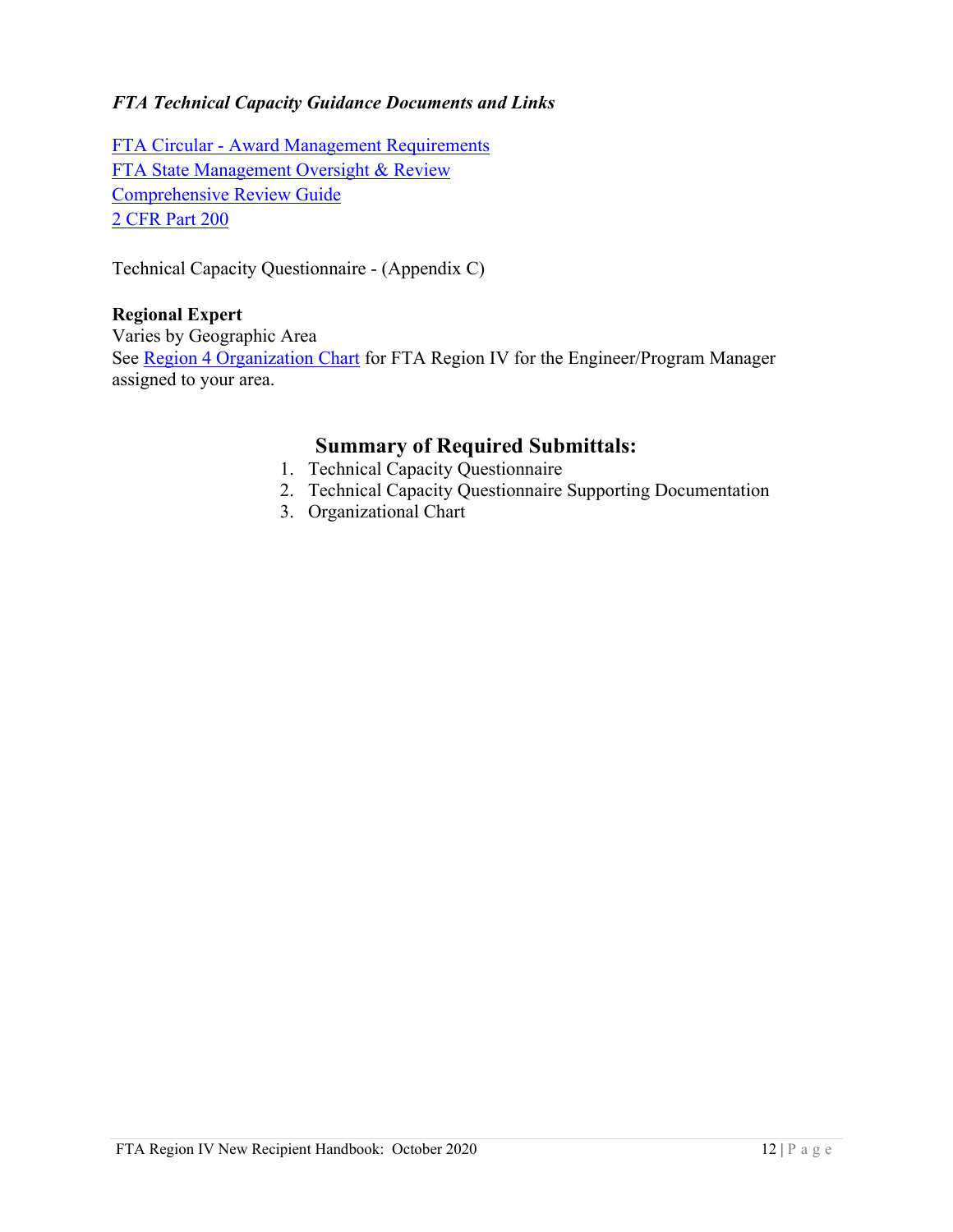***FTA Technical Capacity Guidance Documents and Links***

FTA Circular - Award Management Requirements
FTA State Management Oversight & Review
Comprehensive Review Guide
2 CFR Part 200

Technical Capacity Questionnaire - (Appendix C)

**Regional Expert**
Varies by Geographic Area
See Region 4 Organization Chart for FTA Region IV for the Engineer/Program Manager assigned to your area.

## Summary of Required Submittals:

1. Technical Capacity Questionnaire
2. Technical Capacity Questionnaire Supporting Documentation
3. Organizational Chart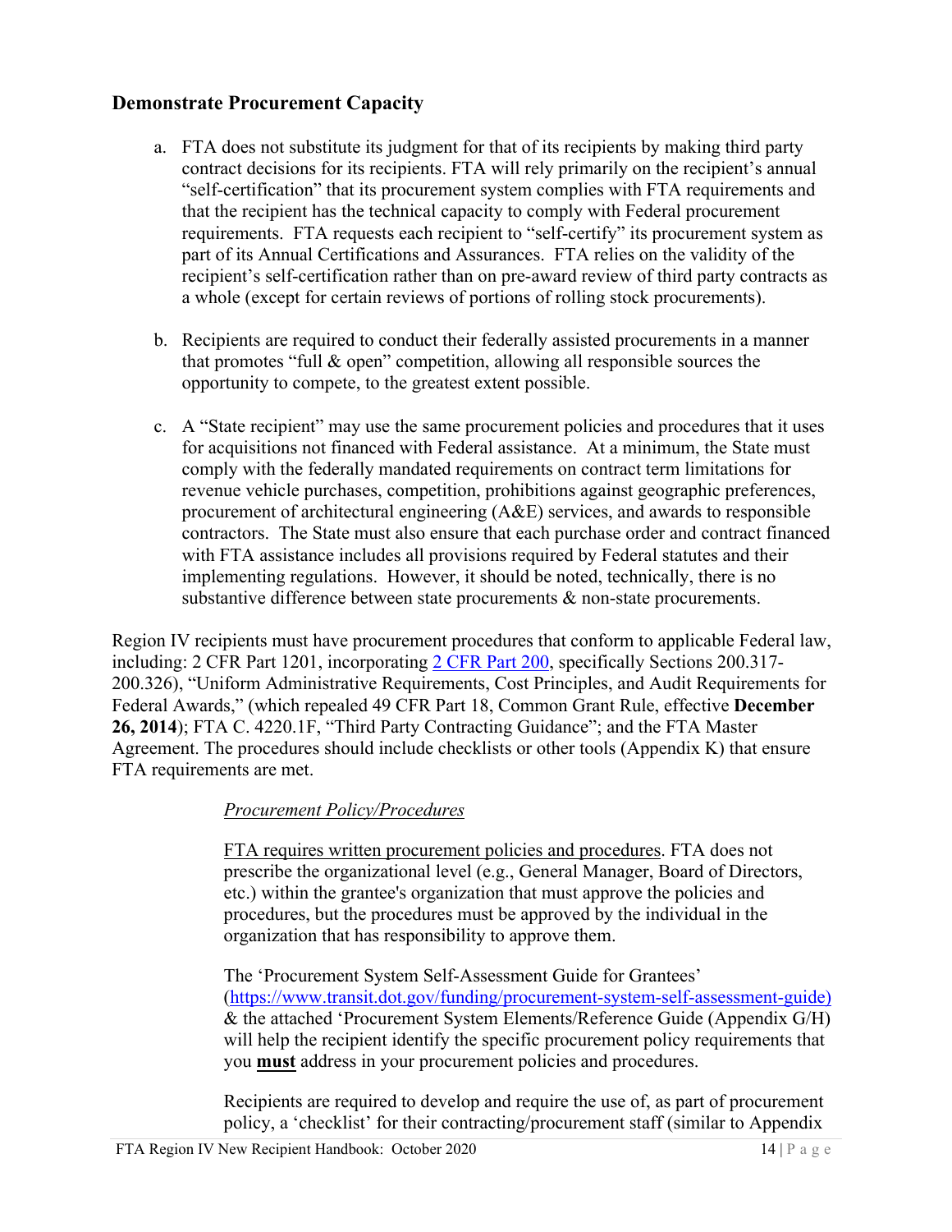## Demonstrate Procurement Capacity

a. FTA does not substitute its judgment for that of its recipients by making third party contract decisions for its recipients. FTA will rely primarily on the recipient's annual "self-certification" that its procurement system complies with FTA requirements and that the recipient has the technical capacity to comply with Federal procurement requirements. FTA requests each recipient to "self-certify" its procurement system as part of its Annual Certifications and Assurances. FTA relies on the validity of the recipient's self-certification rather than on pre-award review of third party contracts as a whole (except for certain reviews of portions of rolling stock procurements).

b. Recipients are required to conduct their federally assisted procurements in a manner that promotes "full & open" competition, allowing all responsible sources the opportunity to compete, to the greatest extent possible.

c. A "State recipient" may use the same procurement policies and procedures that it uses for acquisitions not financed with Federal assistance. At a minimum, the State must comply with the federally mandated requirements on contract term limitations for revenue vehicle purchases, competition, prohibitions against geographic preferences, procurement of architectural engineering (A&E) services, and awards to responsible contractors. The State must also ensure that each purchase order and contract financed with FTA assistance includes all provisions required by Federal statutes and their implementing regulations. However, it should be noted, technically, there is no substantive difference between state procurements & non-state procurements.

Region IV recipients must have procurement procedures that conform to applicable Federal law, including: 2 CFR Part 1201, incorporating 2 CFR Part 200, specifically Sections 200.317-200.326), "Uniform Administrative Requirements, Cost Principles, and Audit Requirements for Federal Awards," (which repealed 49 CFR Part 18, Common Grant Rule, effective **December 26, 2014**); FTA C. 4220.1F, "Third Party Contracting Guidance"; and the FTA Master Agreement. The procedures should include checklists or other tools (Appendix K) that ensure FTA requirements are met.

*Procurement Policy/Procedures*

FTA requires written procurement policies and procedures. FTA does not prescribe the organizational level (e.g., General Manager, Board of Directors, etc.) within the grantee's organization that must approve the policies and procedures, but the procedures must be approved by the individual in the organization that has responsibility to approve them.

The 'Procurement System Self-Assessment Guide for Grantees' (https://www.transit.dot.gov/funding/procurement-system-self-assessment-guide) & the attached 'Procurement System Elements/Reference Guide (Appendix G/H) will help the recipient identify the specific procurement policy requirements that you **must** address in your procurement policies and procedures.

Recipients are required to develop and require the use of, as part of procurement policy, a 'checklist' for their contracting/procurement staff (similar to Appendix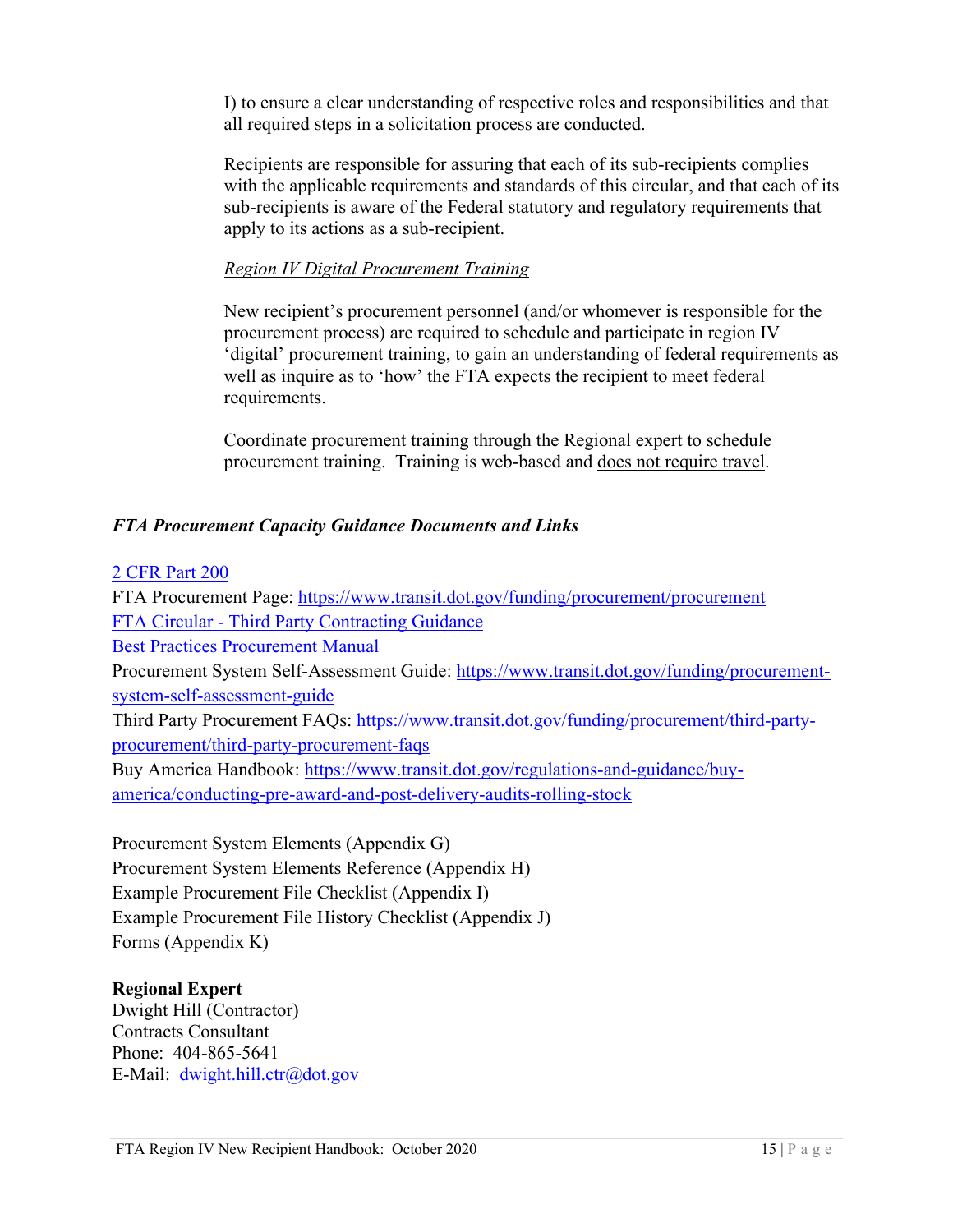I) to ensure a clear understanding of respective roles and responsibilities and that all required steps in a solicitation process are conducted.

Recipients are responsible for assuring that each of its sub-recipients complies with the applicable requirements and standards of this circular, and that each of its sub-recipients is aware of the Federal statutory and regulatory requirements that apply to its actions as a sub-recipient.

*Region IV Digital Procurement Training*

New recipient's procurement personnel (and/or whomever is responsible for the procurement process) are required to schedule and participate in region IV 'digital' procurement training, to gain an understanding of federal requirements as well as inquire as to 'how' the FTA expects the recipient to meet federal requirements.

Coordinate procurement training through the Regional expert to schedule procurement training. Training is web-based and does not require travel.

***FTA Procurement Capacity Guidance Documents and Links***

2 CFR Part 200
FTA Procurement Page: https://www.transit.dot.gov/funding/procurement/procurement
FTA Circular - Third Party Contracting Guidance
Best Practices Procurement Manual
Procurement System Self-Assessment Guide: https://www.transit.dot.gov/funding/procurement-system-self-assessment-guide
Third Party Procurement FAQs: https://www.transit.dot.gov/funding/procurement/third-party-procurement/third-party-procurement-faqs
Buy America Handbook: https://www.transit.dot.gov/regulations-and-guidance/buy-america/conducting-pre-award-and-post-delivery-audits-rolling-stock

Procurement System Elements (Appendix G)
Procurement System Elements Reference (Appendix H)
Example Procurement File Checklist (Appendix I)
Example Procurement File History Checklist (Appendix J)
Forms (Appendix K)

**Regional Expert**
Dwight Hill (Contractor)
Contracts Consultant
Phone: 404-865-5641
E-Mail: dwight.hill.ctr@dot.gov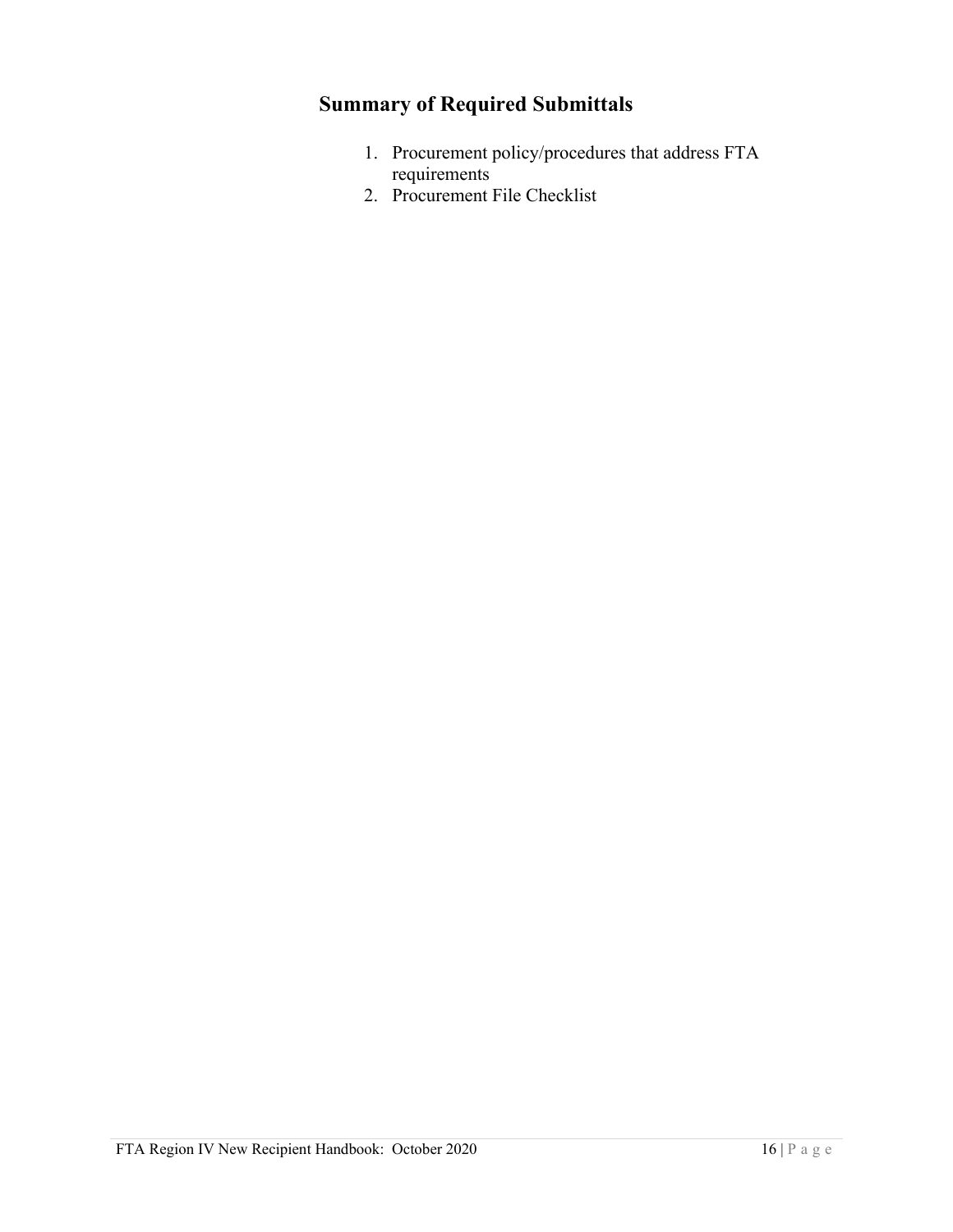## Summary of Required Submittals

1. Procurement policy/procedures that address FTA requirements
2. Procurement File Checklist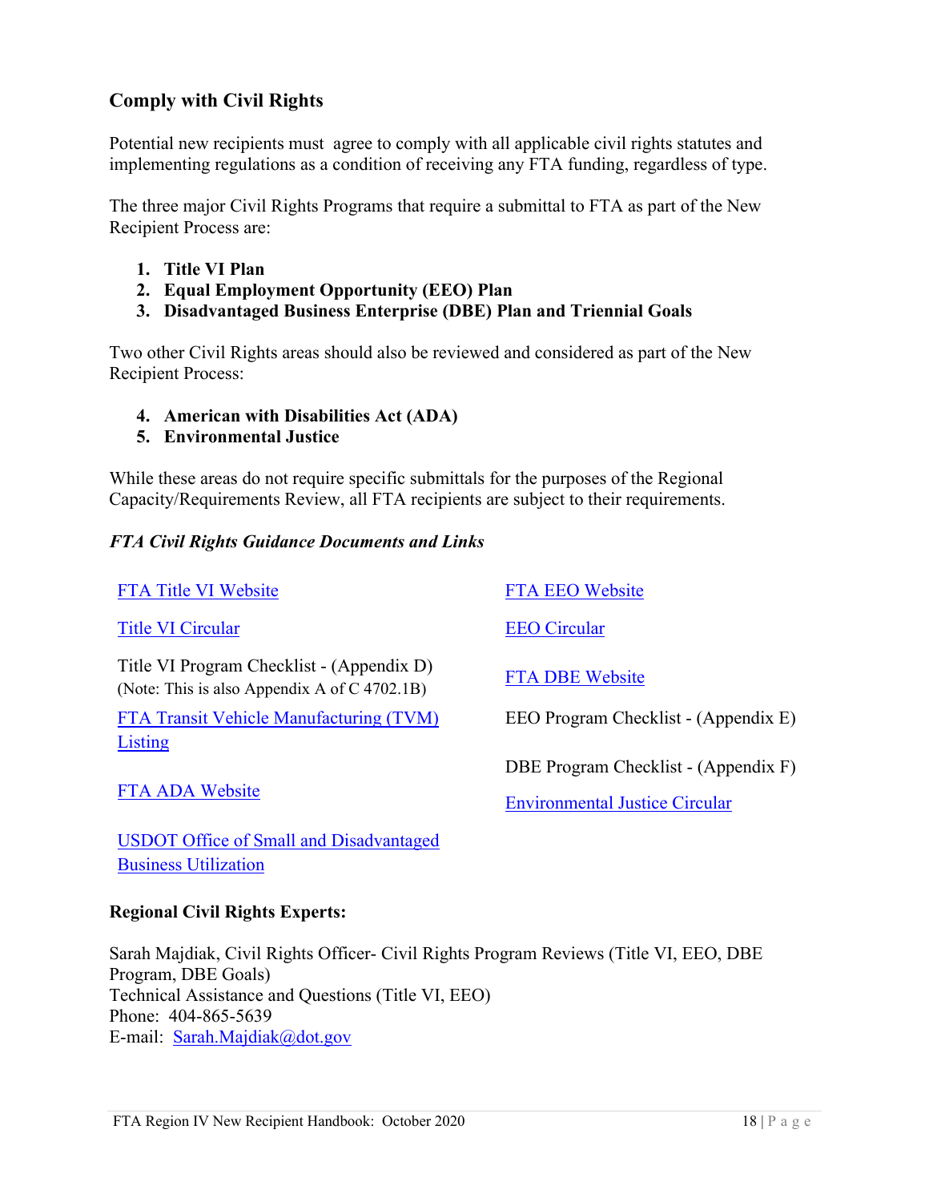## Comply with Civil Rights

Potential new recipients must agree to comply with all applicable civil rights statutes and implementing regulations as a condition of receiving any FTA funding, regardless of type.

The three major Civil Rights Programs that require a submittal to FTA as part of the New Recipient Process are:

1. **Title VI Plan**
2. **Equal Employment Opportunity (EEO) Plan**
3. **Disadvantaged Business Enterprise (DBE) Plan and Triennial Goals**

Two other Civil Rights areas should also be reviewed and considered as part of the New Recipient Process:

4. **American with Disabilities Act (ADA)**
5. **Environmental Justice**

While these areas do not require specific submittals for the purposes of the Regional Capacity/Requirements Review, all FTA recipients are subject to their requirements.

### *FTA Civil Rights Guidance Documents and Links*

FTA Title VI Website

Title VI Circular

Title VI Program Checklist - (Appendix D)
(Note: This is also Appendix A of C 4702.1B)

FTA Transit Vehicle Manufacturing (TVM) Listing

FTA ADA Website

USDOT Office of Small and Disadvantaged Business Utilization

FTA EEO Website

EEO Circular

FTA DBE Website

EEO Program Checklist - (Appendix E)

DBE Program Checklist - (Appendix F)

Environmental Justice Circular

**Regional Civil Rights Experts:**

Sarah Majdiak, Civil Rights Officer- Civil Rights Program Reviews (Title VI, EEO, DBE Program, DBE Goals)
Technical Assistance and Questions (Title VI, EEO)
Phone: 404-865-5639
E-mail: Sarah.Majdiak@dot.gov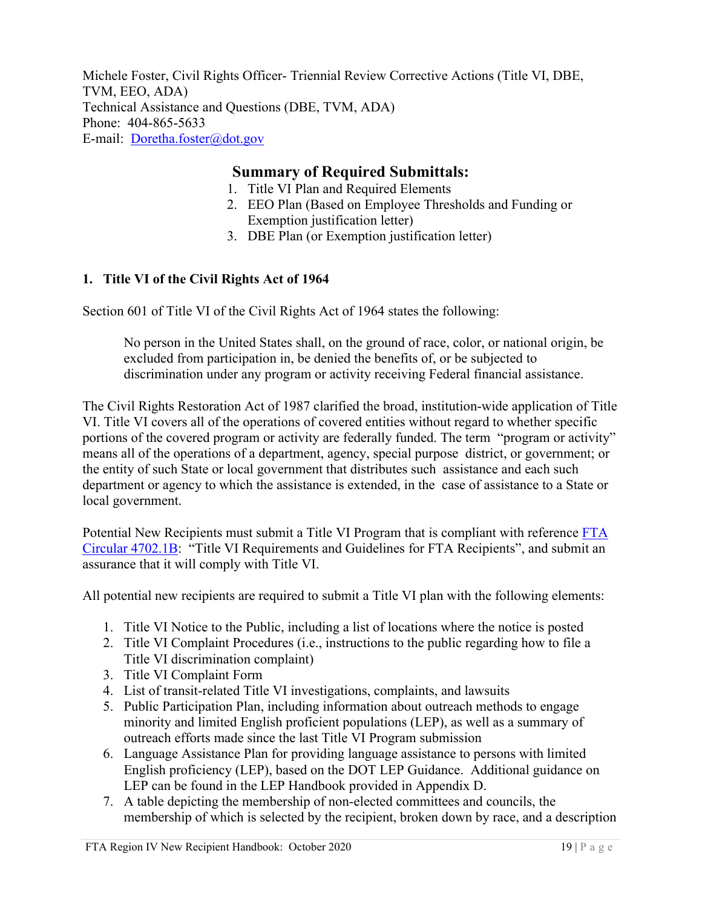Michele Foster, Civil Rights Officer- Triennial Review Corrective Actions (Title VI, DBE, TVM, EEO, ADA)
Technical Assistance and Questions (DBE, TVM, ADA)
Phone: 404-865-5633
E-mail: Doretha.foster@dot.gov

## Summary of Required Submittals:

1. Title VI Plan and Required Elements
2. EEO Plan (Based on Employee Thresholds and Funding or Exemption justification letter)
3. DBE Plan (or Exemption justification letter)

### 1. Title VI of the Civil Rights Act of 1964

Section 601 of Title VI of the Civil Rights Act of 1964 states the following:

> No person in the United States shall, on the ground of race, color, or national origin, be excluded from participation in, be denied the benefits of, or be subjected to discrimination under any program or activity receiving Federal financial assistance.

The Civil Rights Restoration Act of 1987 clarified the broad, institution-wide application of Title VI. Title VI covers all of the operations of covered entities without regard to whether specific portions of the covered program or activity are federally funded. The term "program or activity" means all of the operations of a department, agency, special purpose district, or government; or the entity of such State or local government that distributes such assistance and each such department or agency to which the assistance is extended, in the case of assistance to a State or local government.

Potential New Recipients must submit a Title VI Program that is compliant with reference FTA Circular 4702.1B: "Title VI Requirements and Guidelines for FTA Recipients", and submit an assurance that it will comply with Title VI.

All potential new recipients are required to submit a Title VI plan with the following elements:

1. Title VI Notice to the Public, including a list of locations where the notice is posted
2. Title VI Complaint Procedures (i.e., instructions to the public regarding how to file a Title VI discrimination complaint)
3. Title VI Complaint Form
4. List of transit-related Title VI investigations, complaints, and lawsuits
5. Public Participation Plan, including information about outreach methods to engage minority and limited English proficient populations (LEP), as well as a summary of outreach efforts made since the last Title VI Program submission
6. Language Assistance Plan for providing language assistance to persons with limited English proficiency (LEP), based on the DOT LEP Guidance. Additional guidance on LEP can be found in the LEP Handbook provided in Appendix D.
7. A table depicting the membership of non-elected committees and councils, the membership of which is selected by the recipient, broken down by race, and a description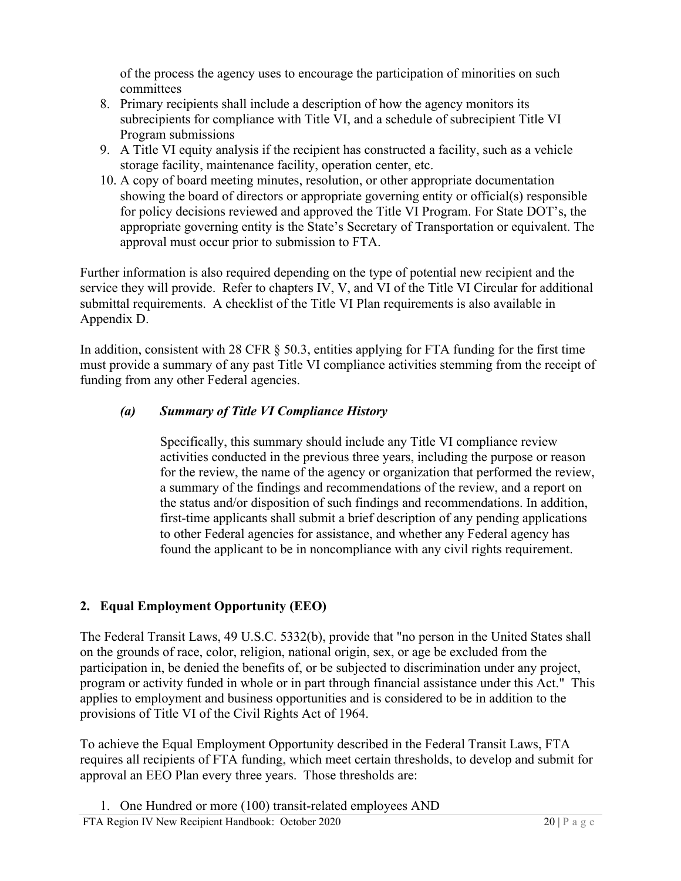of the process the agency uses to encourage the participation of minorities on such committees

8. Primary recipients shall include a description of how the agency monitors its subrecipients for compliance with Title VI, and a schedule of subrecipient Title VI Program submissions
9. A Title VI equity analysis if the recipient has constructed a facility, such as a vehicle storage facility, maintenance facility, operation center, etc.
10. A copy of board meeting minutes, resolution, or other appropriate documentation showing the board of directors or appropriate governing entity or official(s) responsible for policy decisions reviewed and approved the Title VI Program. For State DOT's, the appropriate governing entity is the State's Secretary of Transportation or equivalent. The approval must occur prior to submission to FTA.

Further information is also required depending on the type of potential new recipient and the service they will provide. Refer to chapters IV, V, and VI of the Title VI Circular for additional submittal requirements. A checklist of the Title VI Plan requirements is also available in Appendix D.

In addition, consistent with 28 CFR § 50.3, entities applying for FTA funding for the first time must provide a summary of any past Title VI compliance activities stemming from the receipt of funding from any other Federal agencies.

#### *(a) Summary of Title VI Compliance History*

Specifically, this summary should include any Title VI compliance review activities conducted in the previous three years, including the purpose or reason for the review, the name of the agency or organization that performed the review, a summary of the findings and recommendations of the review, and a report on the status and/or disposition of such findings and recommendations. In addition, first-time applicants shall submit a brief description of any pending applications to other Federal agencies for assistance, and whether any Federal agency has found the applicant to be in noncompliance with any civil rights requirement.

### 2. Equal Employment Opportunity (EEO)

The Federal Transit Laws, 49 U.S.C. 5332(b), provide that "no person in the United States shall on the grounds of race, color, religion, national origin, sex, or age be excluded from the participation in, be denied the benefits of, or be subjected to discrimination under any project, program or activity funded in whole or in part through financial assistance under this Act." This applies to employment and business opportunities and is considered to be in addition to the provisions of Title VI of the Civil Rights Act of 1964.

To achieve the Equal Employment Opportunity described in the Federal Transit Laws, FTA requires all recipients of FTA funding, which meet certain thresholds, to develop and submit for approval an EEO Plan every three years. Those thresholds are:

1. One Hundred or more (100) transit-related employees AND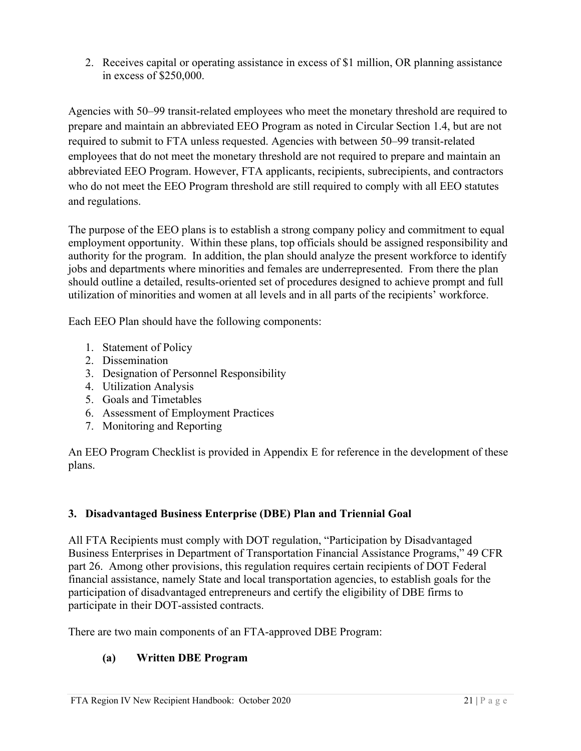2. Receives capital or operating assistance in excess of $1 million, OR planning assistance in excess of $250,000.

Agencies with 50–99 transit-related employees who meet the monetary threshold are required to prepare and maintain an abbreviated EEO Program as noted in Circular Section 1.4, but are not required to submit to FTA unless requested. Agencies with between 50–99 transit-related employees that do not meet the monetary threshold are not required to prepare and maintain an abbreviated EEO Program. However, FTA applicants, recipients, subrecipients, and contractors who do not meet the EEO Program threshold are still required to comply with all EEO statutes and regulations.

The purpose of the EEO plans is to establish a strong company policy and commitment to equal employment opportunity. Within these plans, top officials should be assigned responsibility and authority for the program. In addition, the plan should analyze the present workforce to identify jobs and departments where minorities and females are underrepresented. From there the plan should outline a detailed, results-oriented set of procedures designed to achieve prompt and full utilization of minorities and women at all levels and in all parts of the recipients' workforce.

Each EEO Plan should have the following components:

1. Statement of Policy
2. Dissemination
3. Designation of Personnel Responsibility
4. Utilization Analysis
5. Goals and Timetables
6. Assessment of Employment Practices
7. Monitoring and Reporting

An EEO Program Checklist is provided in Appendix E for reference in the development of these plans.

### 3. Disadvantaged Business Enterprise (DBE) Plan and Triennial Goal

All FTA Recipients must comply with DOT regulation, "Participation by Disadvantaged Business Enterprises in Department of Transportation Financial Assistance Programs," 49 CFR part 26. Among other provisions, this regulation requires certain recipients of DOT Federal financial assistance, namely State and local transportation agencies, to establish goals for the participation of disadvantaged entrepreneurs and certify the eligibility of DBE firms to participate in their DOT-assisted contracts.

There are two main components of an FTA-approved DBE Program:

#### (a) Written DBE Program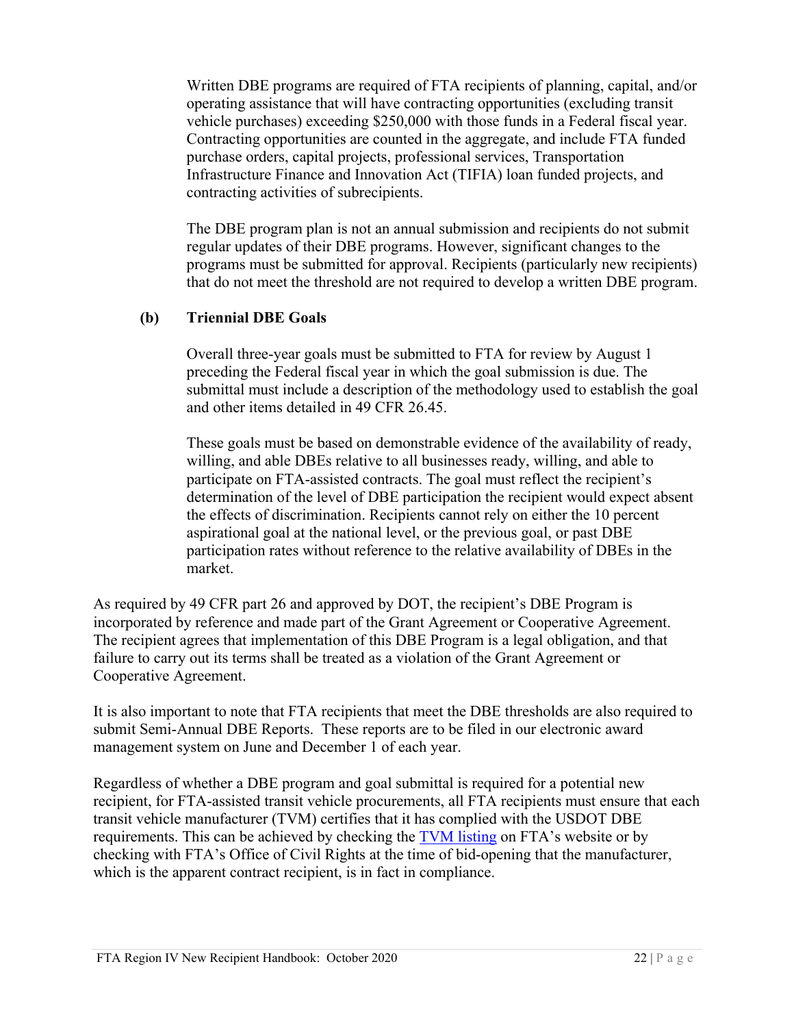Written DBE programs are required of FTA recipients of planning, capital, and/or operating assistance that will have contracting opportunities (excluding transit vehicle purchases) exceeding $250,000 with those funds in a Federal fiscal year. Contracting opportunities are counted in the aggregate, and include FTA funded purchase orders, capital projects, professional services, Transportation Infrastructure Finance and Innovation Act (TIFIA) loan funded projects, and contracting activities of subrecipients.

The DBE program plan is not an annual submission and recipients do not submit regular updates of their DBE programs. However, significant changes to the programs must be submitted for approval. Recipients (particularly new recipients) that do not meet the threshold are not required to develop a written DBE program.

**(b) Triennial DBE Goals**

Overall three-year goals must be submitted to FTA for review by August 1 preceding the Federal fiscal year in which the goal submission is due. The submittal must include a description of the methodology used to establish the goal and other items detailed in 49 CFR 26.45.

These goals must be based on demonstrable evidence of the availability of ready, willing, and able DBEs relative to all businesses ready, willing, and able to participate on FTA-assisted contracts. The goal must reflect the recipient's determination of the level of DBE participation the recipient would expect absent the effects of discrimination. Recipients cannot rely on either the 10 percent aspirational goal at the national level, or the previous goal, or past DBE participation rates without reference to the relative availability of DBEs in the market.

As required by 49 CFR part 26 and approved by DOT, the recipient's DBE Program is incorporated by reference and made part of the Grant Agreement or Cooperative Agreement. The recipient agrees that implementation of this DBE Program is a legal obligation, and that failure to carry out its terms shall be treated as a violation of the Grant Agreement or Cooperative Agreement.

It is also important to note that FTA recipients that meet the DBE thresholds are also required to submit Semi-Annual DBE Reports. These reports are to be filed in our electronic award management system on June and December 1 of each year.

Regardless of whether a DBE program and goal submittal is required for a potential new recipient, for FTA-assisted transit vehicle procurements, all FTA recipients must ensure that each transit vehicle manufacturer (TVM) certifies that it has complied with the USDOT DBE requirements. This can be achieved by checking the TVM listing on FTA's website or by checking with FTA's Office of Civil Rights at the time of bid-opening that the manufacturer, which is the apparent contract recipient, is in fact in compliance.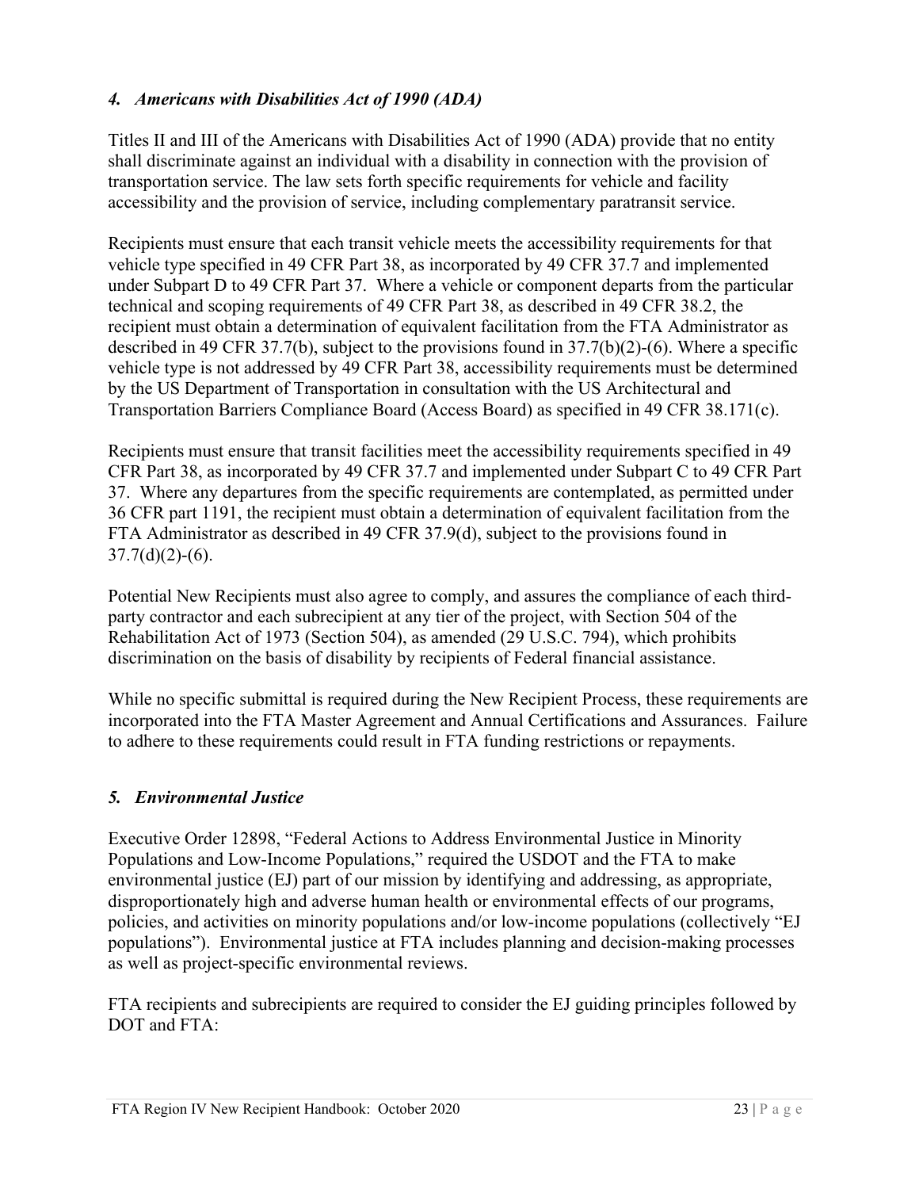### *4. Americans with Disabilities Act of 1990 (ADA)*

Titles II and III of the Americans with Disabilities Act of 1990 (ADA) provide that no entity shall discriminate against an individual with a disability in connection with the provision of transportation service. The law sets forth specific requirements for vehicle and facility accessibility and the provision of service, including complementary paratransit service.

Recipients must ensure that each transit vehicle meets the accessibility requirements for that vehicle type specified in 49 CFR Part 38, as incorporated by 49 CFR 37.7 and implemented under Subpart D to 49 CFR Part 37. Where a vehicle or component departs from the particular technical and scoping requirements of 49 CFR Part 38, as described in 49 CFR 38.2, the recipient must obtain a determination of equivalent facilitation from the FTA Administrator as described in 49 CFR 37.7(b), subject to the provisions found in 37.7(b)(2)-(6). Where a specific vehicle type is not addressed by 49 CFR Part 38, accessibility requirements must be determined by the US Department of Transportation in consultation with the US Architectural and Transportation Barriers Compliance Board (Access Board) as specified in 49 CFR 38.171(c).

Recipients must ensure that transit facilities meet the accessibility requirements specified in 49 CFR Part 38, as incorporated by 49 CFR 37.7 and implemented under Subpart C to 49 CFR Part 37. Where any departures from the specific requirements are contemplated, as permitted under 36 CFR part 1191, the recipient must obtain a determination of equivalent facilitation from the FTA Administrator as described in 49 CFR 37.9(d), subject to the provisions found in 37.7(d)(2)-(6).

Potential New Recipients must also agree to comply, and assures the compliance of each third-party contractor and each subrecipient at any tier of the project, with Section 504 of the Rehabilitation Act of 1973 (Section 504), as amended (29 U.S.C. 794), which prohibits discrimination on the basis of disability by recipients of Federal financial assistance.

While no specific submittal is required during the New Recipient Process, these requirements are incorporated into the FTA Master Agreement and Annual Certifications and Assurances. Failure to adhere to these requirements could result in FTA funding restrictions or repayments.

### *5. Environmental Justice*

Executive Order 12898, "Federal Actions to Address Environmental Justice in Minority Populations and Low-Income Populations," required the USDOT and the FTA to make environmental justice (EJ) part of our mission by identifying and addressing, as appropriate, disproportionately high and adverse human health or environmental effects of our programs, policies, and activities on minority populations and/or low-income populations (collectively "EJ populations"). Environmental justice at FTA includes planning and decision-making processes as well as project-specific environmental reviews.

FTA recipients and subrecipients are required to consider the EJ guiding principles followed by DOT and FTA: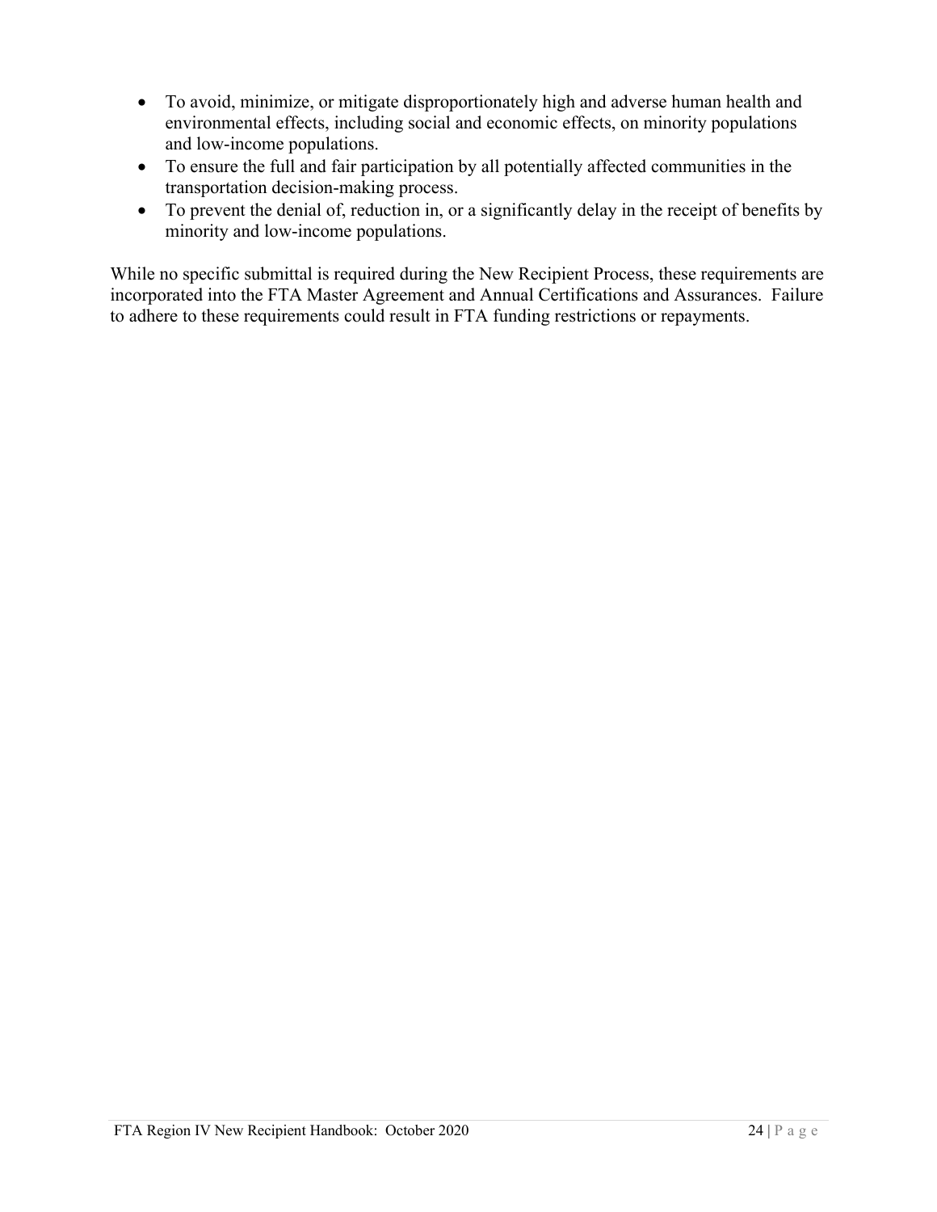- To avoid, minimize, or mitigate disproportionately high and adverse human health and environmental effects, including social and economic effects, on minority populations and low-income populations.
- To ensure the full and fair participation by all potentially affected communities in the transportation decision-making process.
- To prevent the denial of, reduction in, or a significantly delay in the receipt of benefits by minority and low-income populations.

While no specific submittal is required during the New Recipient Process, these requirements are incorporated into the FTA Master Agreement and Annual Certifications and Assurances. Failure to adhere to these requirements could result in FTA funding restrictions or repayments.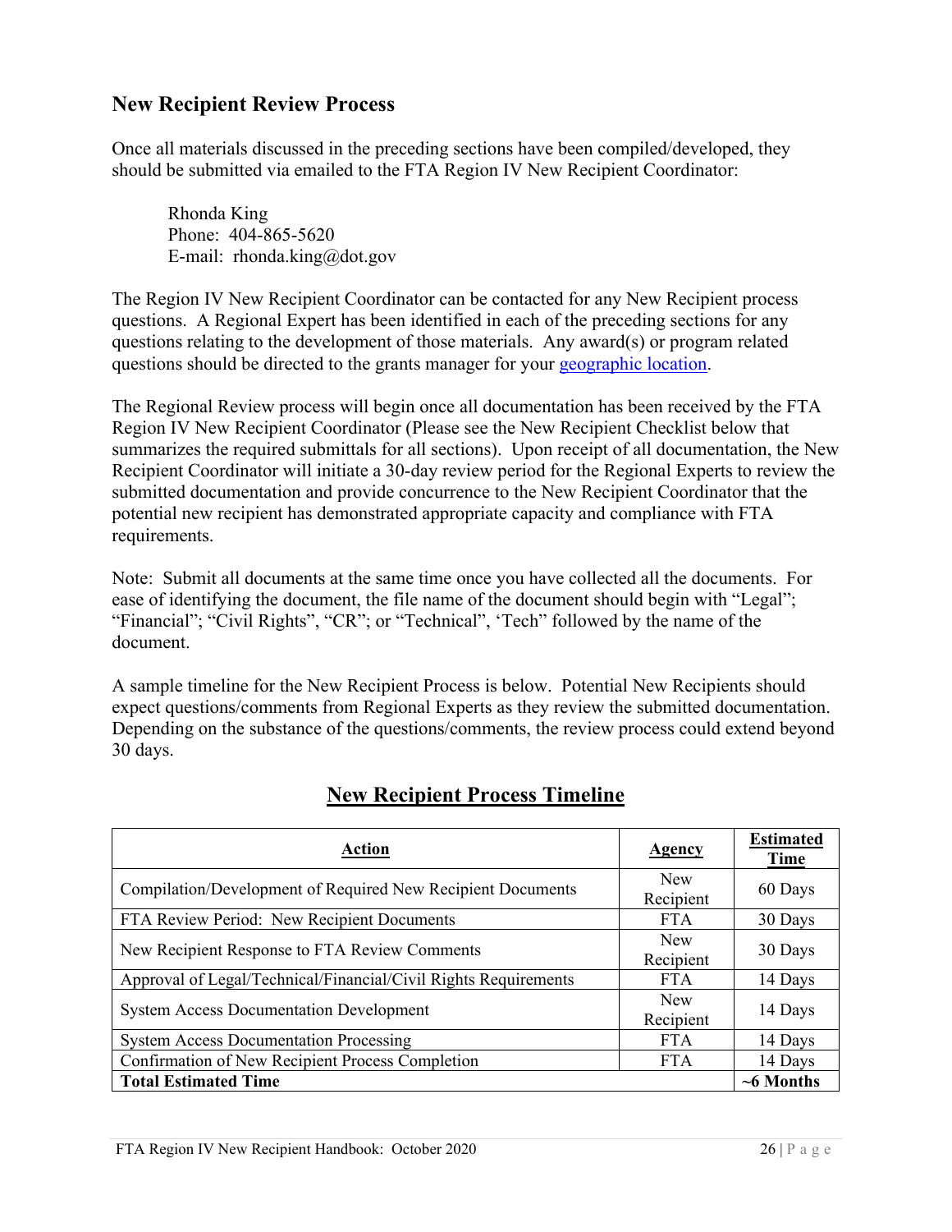## New Recipient Review Process

Once all materials discussed in the preceding sections have been compiled/developed, they should be submitted via emailed to the FTA Region IV New Recipient Coordinator:

Rhonda King
Phone: 404-865-5620
E-mail: rhonda.king@dot.gov

The Region IV New Recipient Coordinator can be contacted for any New Recipient process questions. A Regional Expert has been identified in each of the preceding sections for any questions relating to the development of those materials. Any award(s) or program related questions should be directed to the grants manager for your geographic location.

The Regional Review process will begin once all documentation has been received by the FTA Region IV New Recipient Coordinator (Please see the New Recipient Checklist below that summarizes the required submittals for all sections). Upon receipt of all documentation, the New Recipient Coordinator will initiate a 30-day review period for the Regional Experts to review the submitted documentation and provide concurrence to the New Recipient Coordinator that the potential new recipient has demonstrated appropriate capacity and compliance with FTA requirements.

Note: Submit all documents at the same time once you have collected all the documents. For ease of identifying the document, the file name of the document should begin with "Legal"; "Financial"; "Civil Rights", "CR"; or "Technical", 'Tech" followed by the name of the document.

A sample timeline for the New Recipient Process is below. Potential New Recipients should expect questions/comments from Regional Experts as they review the submitted documentation. Depending on the substance of the questions/comments, the review process could extend beyond 30 days.

### New Recipient Process Timeline

| Action | Agency | Estimated Time |
|---|---|---|
| Compilation/Development of Required New Recipient Documents | New Recipient | 60 Days |
| FTA Review Period: New Recipient Documents | FTA | 30 Days |
| New Recipient Response to FTA Review Comments | New Recipient | 30 Days |
| Approval of Legal/Technical/Financial/Civil Rights Requirements | FTA | 14 Days |
| System Access Documentation Development | New Recipient | 14 Days |
| System Access Documentation Processing | FTA | 14 Days |
| Confirmation of New Recipient Process Completion | FTA | 14 Days |
| **Total Estimated Time** | | **~6 Months** |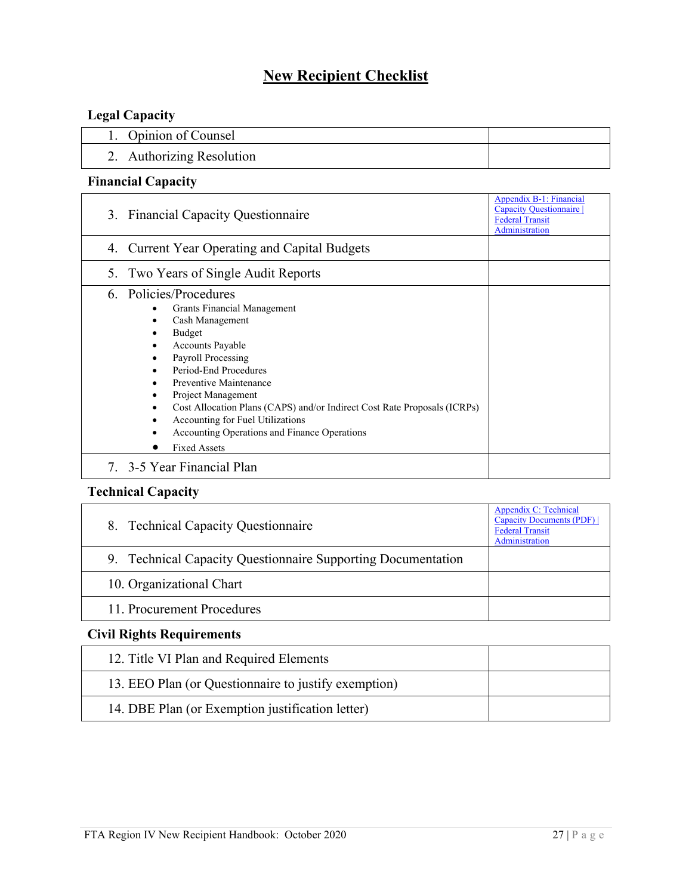# New Recipient Checklist

### Legal Capacity

| | |
|---|---|
| 1. Opinion of Counsel | |
| 2. Authorizing Resolution | |

### Financial Capacity

| | |
|---|---|
| 3. Financial Capacity Questionnaire | [Appendix B-1: Financial Capacity Questionnaire \| Federal Transit Administration] |
| 4. Current Year Operating and Capital Budgets | |
| 5. Two Years of Single Audit Reports | |
| 6. Policies/Procedures<br>• Grants Financial Management<br>• Cash Management<br>• Budget<br>• Accounts Payable<br>• Payroll Processing<br>• Period-End Procedures<br>• Preventive Maintenance<br>• Project Management<br>• Cost Allocation Plans (CAPS) and/or Indirect Cost Rate Proposals (ICRPs)<br>• Accounting for Fuel Utilizations<br>• Accounting Operations and Finance Operations<br>• Fixed Assets | |
| 7. 3-5 Year Financial Plan | |

### Technical Capacity

| | |
|---|---|
| 8. Technical Capacity Questionnaire | [Appendix C: Technical Capacity Documents (PDF) \| Federal Transit Administration] |
| 9. Technical Capacity Questionnaire Supporting Documentation | |
| 10. Organizational Chart | |
| 11. Procurement Procedures | |

### Civil Rights Requirements

| | |
|---|---|
| 12. Title VI Plan and Required Elements | |
| 13. EEO Plan (or Questionnaire to justify exemption) | |
| 14. DBE Plan (or Exemption justification letter) | |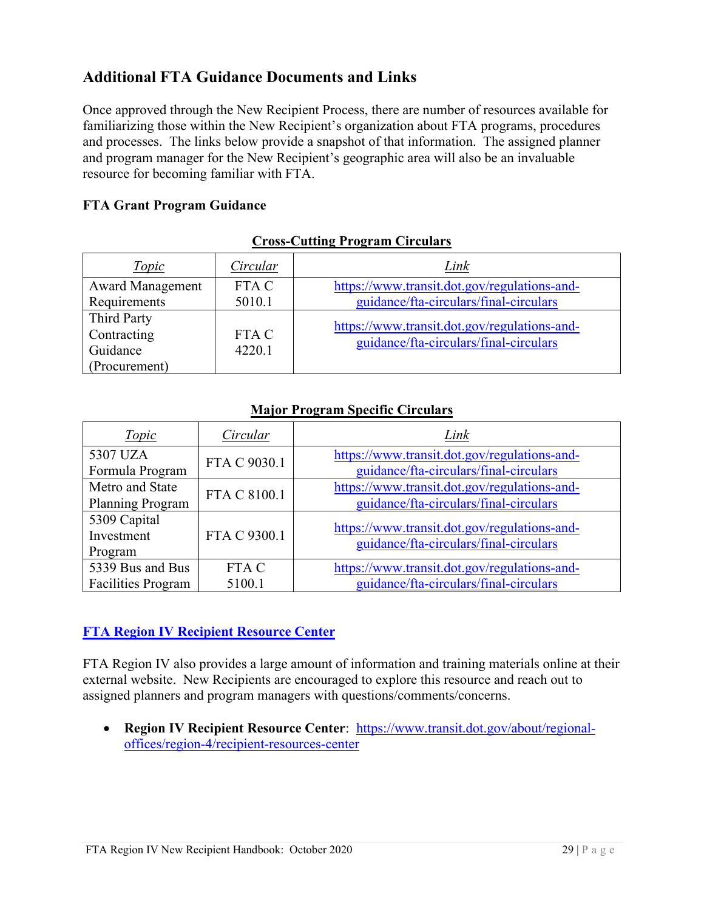## Additional FTA Guidance Documents and Links

Once approved through the New Recipient Process, there are number of resources available for familiarizing those within the New Recipient's organization about FTA programs, procedures and processes. The links below provide a snapshot of that information. The assigned planner and program manager for the New Recipient's geographic area will also be an invaluable resource for becoming familiar with FTA.

### FTA Grant Program Guidance

**Cross-Cutting Program Circulars**

| *Topic* | *Circular* | *Link* |
|---|---|---|
| Award Management Requirements | FTA C 5010.1 | https://www.transit.dot.gov/regulations-and-guidance/fta-circulars/final-circulars |
| Third Party Contracting Guidance (Procurement) | FTA C 4220.1 | https://www.transit.dot.gov/regulations-and-guidance/fta-circulars/final-circulars |

**Major Program Specific Circulars**

| *Topic* | *Circular* | *Link* |
|---|---|---|
| 5307 UZA Formula Program | FTA C 9030.1 | https://www.transit.dot.gov/regulations-and-guidance/fta-circulars/final-circulars |
| Metro and State Planning Program | FTA C 8100.1 | https://www.transit.dot.gov/regulations-and-guidance/fta-circulars/final-circulars |
| 5309 Capital Investment Program | FTA C 9300.1 | https://www.transit.dot.gov/regulations-and-guidance/fta-circulars/final-circulars |
| 5339 Bus and Bus Facilities Program | FTA C 5100.1 | https://www.transit.dot.gov/regulations-and-guidance/fta-circulars/final-circulars |

### FTA Region IV Recipient Resource Center

FTA Region IV also provides a large amount of information and training materials online at their external website. New Recipients are encouraged to explore this resource and reach out to assigned planners and program managers with questions/comments/concerns.

- **Region IV Recipient Resource Center**: https://www.transit.dot.gov/about/regional-offices/region-4/recipient-resources-center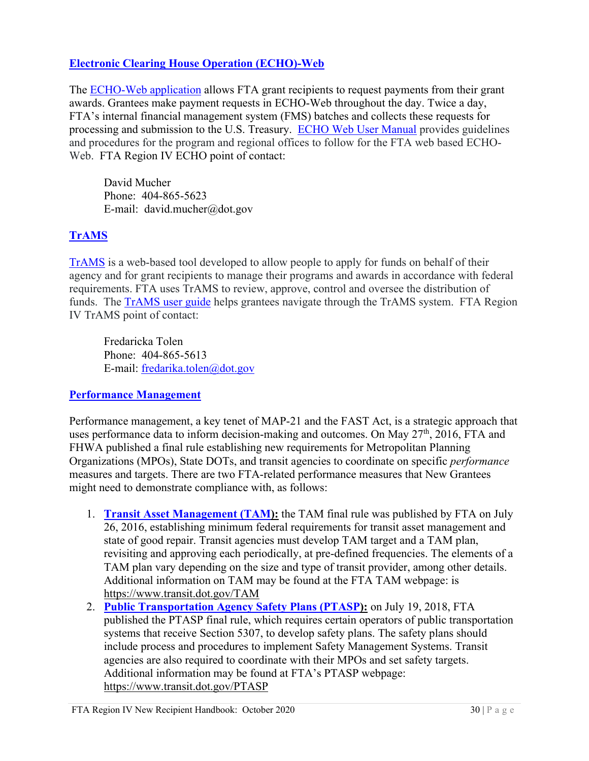## Electronic Clearing House Operation (ECHO)-Web

The ECHO-Web application allows FTA grant recipients to request payments from their grant awards. Grantees make payment requests in ECHO-Web throughout the day. Twice a day, FTA's internal financial management system (FMS) batches and collects these requests for processing and submission to the U.S. Treasury. ECHO Web User Manual provides guidelines and procedures for the program and regional offices to follow for the FTA web based ECHO-Web. FTA Region IV ECHO point of contact:

David Mucher
Phone: 404-865-5623
E-mail: david.mucher@dot.gov

## TrAMS

TrAMS is a web-based tool developed to allow people to apply for funds on behalf of their agency and for grant recipients to manage their programs and awards in accordance with federal requirements. FTA uses TrAMS to review, approve, control and oversee the distribution of funds. The TrAMS user guide helps grantees navigate through the TrAMS system. FTA Region IV TrAMS point of contact:

Fredaricka Tolen
Phone: 404-865-5613
E-mail: fredarika.tolen@dot.gov

## Performance Management

Performance management, a key tenet of MAP-21 and the FAST Act, is a strategic approach that uses performance data to inform decision-making and outcomes. On May 27th, 2016, FTA and FHWA published a final rule establishing new requirements for Metropolitan Planning Organizations (MPOs), State DOTs, and transit agencies to coordinate on specific *performance* measures and targets. There are two FTA-related performance measures that New Grantees might need to demonstrate compliance with, as follows:

1. **Transit Asset Management (TAM):** the TAM final rule was published by FTA on July 26, 2016, establishing minimum federal requirements for transit asset management and state of good repair. Transit agencies must develop TAM target and a TAM plan, revisiting and approving each periodically, at pre-defined frequencies. The elements of a TAM plan vary depending on the size and type of transit provider, among other details. Additional information on TAM may be found at the FTA TAM webpage: is https://www.transit.dot.gov/TAM
2. **Public Transportation Agency Safety Plans (PTASP):** on July 19, 2018, FTA published the PTASP final rule, which requires certain operators of public transportation systems that receive Section 5307, to develop safety plans. The safety plans should include process and procedures to implement Safety Management Systems. Transit agencies are also required to coordinate with their MPOs and set safety targets. Additional information may be found at FTA's PTASP webpage: https://www.transit.dot.gov/PTASP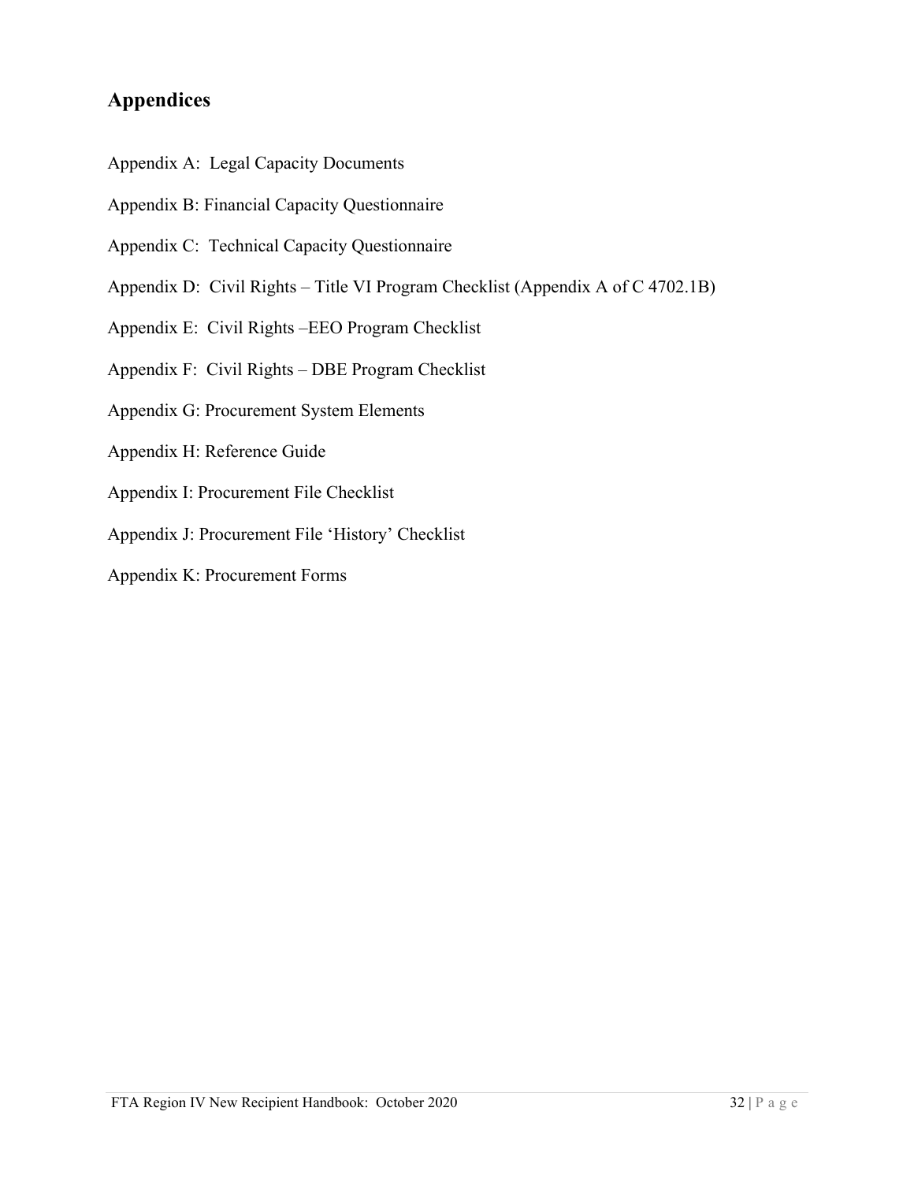## Appendices

Appendix A: Legal Capacity Documents

Appendix B: Financial Capacity Questionnaire

Appendix C: Technical Capacity Questionnaire

Appendix D: Civil Rights – Title VI Program Checklist (Appendix A of C 4702.1B)

Appendix E: Civil Rights –EEO Program Checklist

Appendix F: Civil Rights – DBE Program Checklist

Appendix G: Procurement System Elements

Appendix H: Reference Guide

Appendix I: Procurement File Checklist

Appendix J: Procurement File 'History' Checklist

Appendix K: Procurement Forms